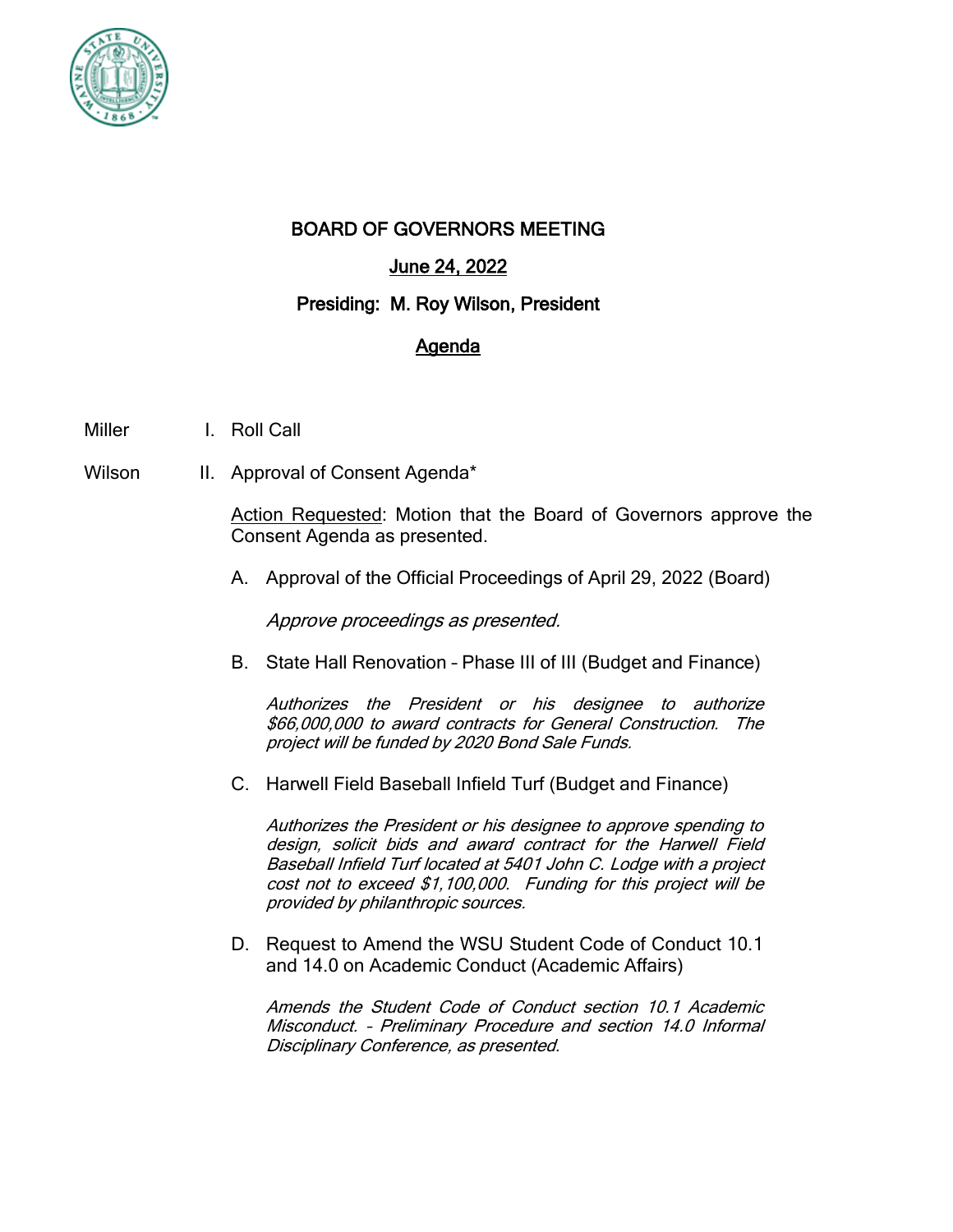# BOARD OF GOVERNORS MEETING

## June 24, 2022

## Presiding: M. Roy Wilson, President

## Agenda

Miller — I. Roll Call

Wilson — II. Approval of Consent Agenda*

Action Requested: Motion that the Board of Governors approve the Consent Agenda as presented.

A. Approval of the Official Proceedings of April 29, 2022 (Board)

*Approve proceedings as presented.*

B. State Hall Renovation – Phase III of III (Budget and Finance)

*Authorizes the President or his designee to authorize $66,000,000 to award contracts for General Construction. The project will be funded by 2020 Bond Sale Funds.*

C. Harwell Field Baseball Infield Turf (Budget and Finance)

*Authorizes the President or his designee to approve spending to design, solicit bids and award contract for the Harwell Field Baseball Infield Turf located at 5401 John C. Lodge with a project cost not to exceed $1,100,000. Funding for this project will be provided by philanthropic sources.*

D. Request to Amend the WSU Student Code of Conduct 10.1 and 14.0 on Academic Conduct (Academic Affairs)

*Amends the Student Code of Conduct section 10.1 Academic Misconduct. – Preliminary Procedure and section 14.0 Informal Disciplinary Conference, as presented.*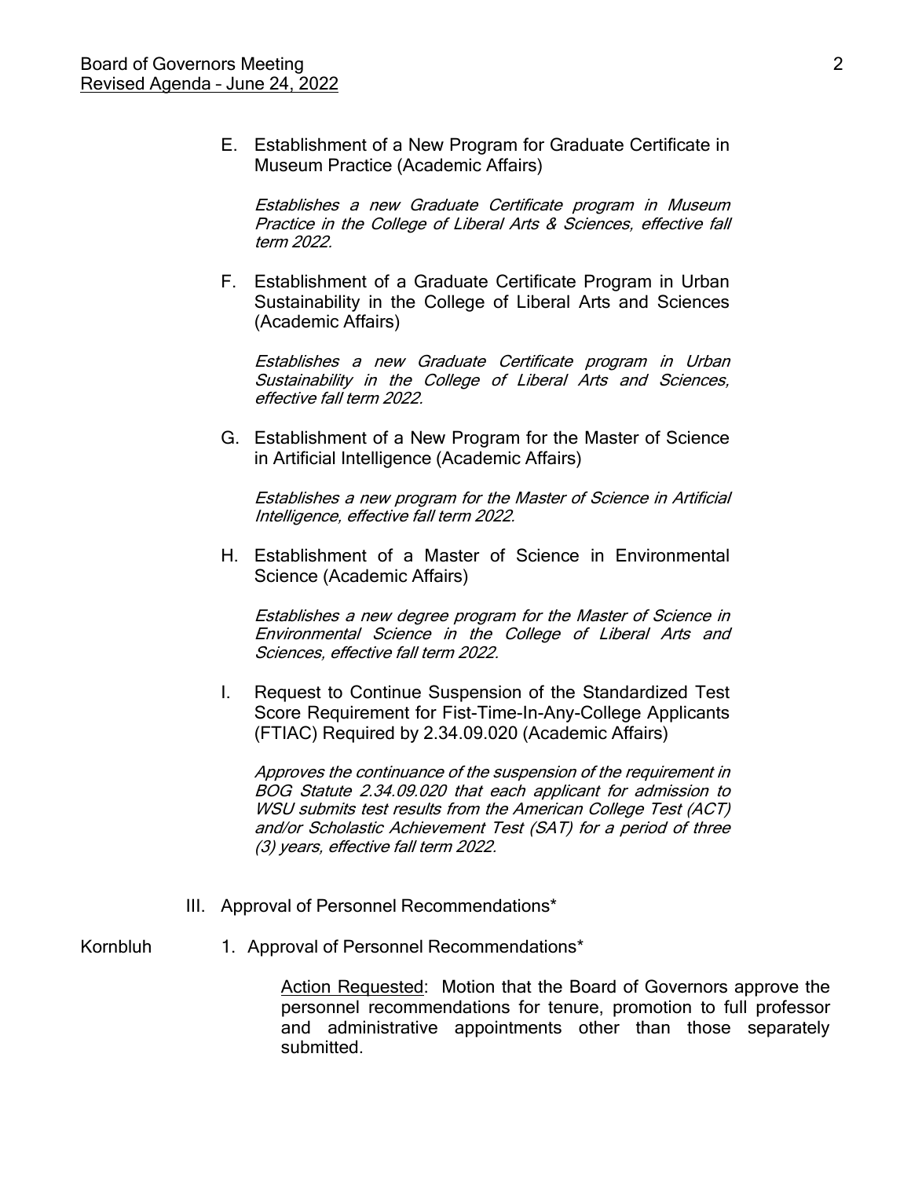E. Establishment of a New Program for Graduate Certificate in Museum Practice (Academic Affairs)

*Establishes a new Graduate Certificate program in Museum Practice in the College of Liberal Arts & Sciences, effective fall term 2022.*

F. Establishment of a Graduate Certificate Program in Urban Sustainability in the College of Liberal Arts and Sciences (Academic Affairs)

*Establishes a new Graduate Certificate program in Urban Sustainability in the College of Liberal Arts and Sciences, effective fall term 2022.*

G. Establishment of a New Program for the Master of Science in Artificial Intelligence (Academic Affairs)

*Establishes a new program for the Master of Science in Artificial Intelligence, effective fall term 2022.*

H. Establishment of a Master of Science in Environmental Science (Academic Affairs)

*Establishes a new degree program for the Master of Science in Environmental Science in the College of Liberal Arts and Sciences, effective fall term 2022.*

I. Request to Continue Suspension of the Standardized Test Score Requirement for Fist-Time-In-Any-College Applicants (FTIAC) Required by 2.34.09.020 (Academic Affairs)

*Approves the continuance of the suspension of the requirement in BOG Statute 2.34.09.020 that each applicant for admission to WSU submits test results from the American College Test (ACT) and/or Scholastic Achievement Test (SAT) for a period of three (3) years, effective fall term 2022.*

III. Approval of Personnel Recommendations*

Kornbluh — 1. Approval of Personnel Recommendations*

<u>Action Requested</u>: Motion that the Board of Governors approve the personnel recommendations for tenure, promotion to full professor and administrative appointments other than those separately submitted.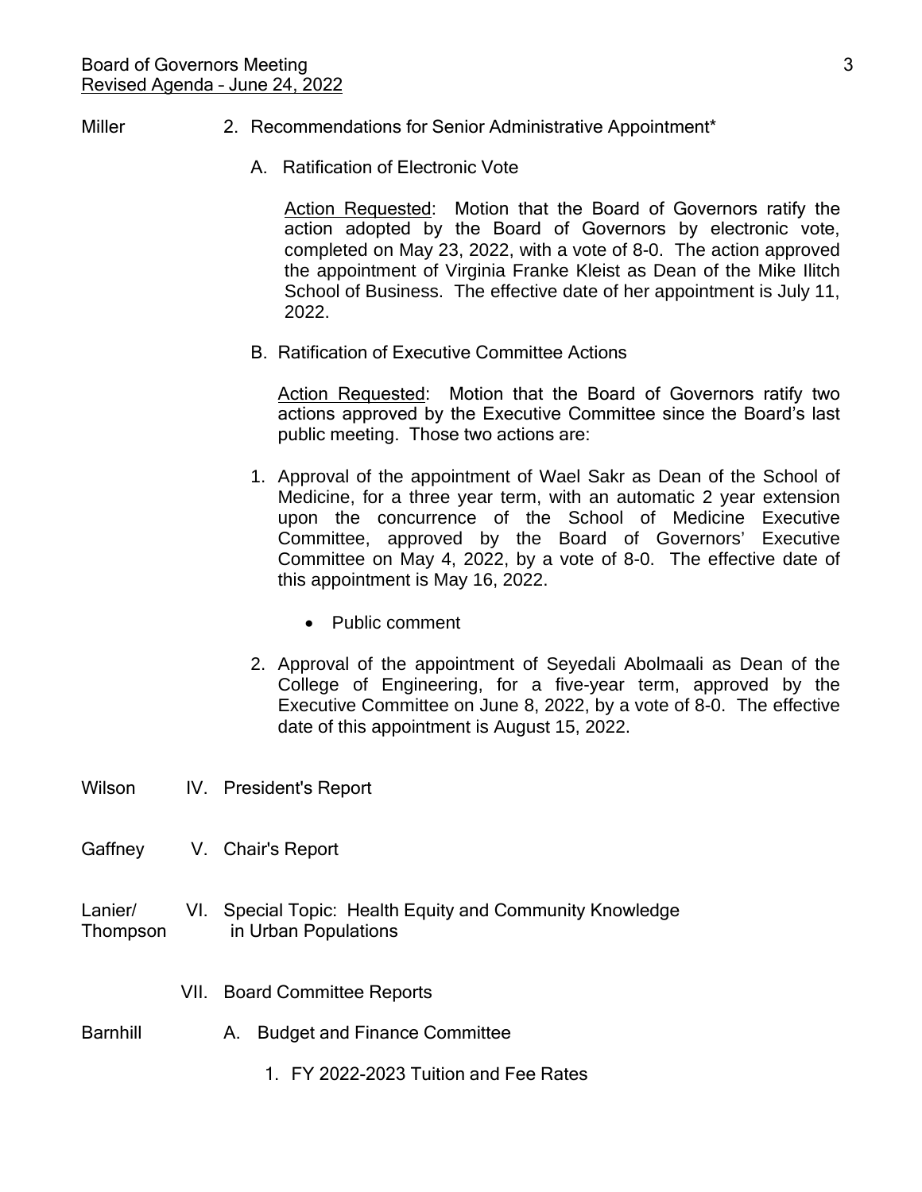Miller 2. Recommendations for Senior Administrative Appointment*

A. Ratification of Electronic Vote

Action Requested: Motion that the Board of Governors ratify the action adopted by the Board of Governors by electronic vote, completed on May 23, 2022, with a vote of 8-0. The action approved the appointment of Virginia Franke Kleist as Dean of the Mike Ilitch School of Business. The effective date of her appointment is July 11, 2022.

B. Ratification of Executive Committee Actions

Action Requested: Motion that the Board of Governors ratify two actions approved by the Executive Committee since the Board's last public meeting. Those two actions are:

1. Approval of the appointment of Wael Sakr as Dean of the School of Medicine, for a three year term, with an automatic 2 year extension upon the concurrence of the School of Medicine Executive Committee, approved by the Board of Governors' Executive Committee on May 4, 2022, by a vote of 8-0. The effective date of this appointment is May 16, 2022.

   - Public comment

2. Approval of the appointment of Seyedali Abolmaali as Dean of the College of Engineering, for a five-year term, approved by the Executive Committee on June 8, 2022, by a vote of 8-0. The effective date of this appointment is August 15, 2022.

Wilson IV. President's Report

Gaffney V. Chair's Report

Lanier/Thompson VI. Special Topic: Health Equity and Community Knowledge in Urban Populations

VII. Board Committee Reports

Barnhill A. Budget and Finance Committee

1. FY 2022-2023 Tuition and Fee Rates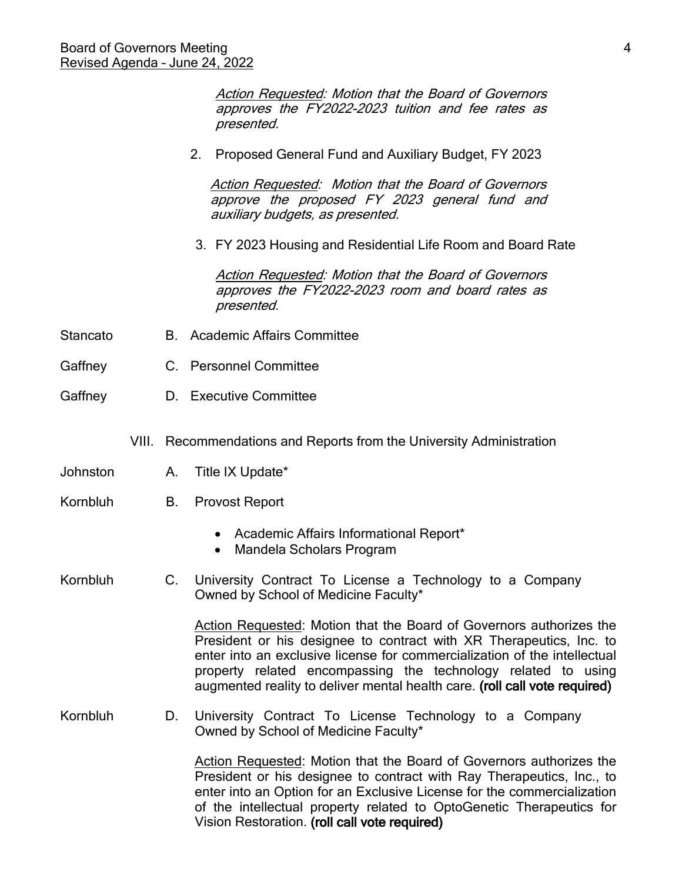*Action Requested: Motion that the Board of Governors approves the FY2022-2023 tuition and fee rates as presented.*

2. Proposed General Fund and Auxiliary Budget, FY 2023

   *Action Requested: Motion that the Board of Governors approve the proposed FY 2023 general fund and auxiliary budgets, as presented.*

3. FY 2023 Housing and Residential Life Room and Board Rate

   *Action Requested: Motion that the Board of Governors approves the FY2022-2023 room and board rates as presented.*

Stancato — B. Academic Affairs Committee

Gaffney — C. Personnel Committee

Gaffney — D. Executive Committee

## VIII. Recommendations and Reports from the University Administration

Johnston — A. Title IX Update*

Kornbluh — B. Provost Report

- Academic Affairs Informational Report*
- Mandela Scholars Program

Kornbluh — C. University Contract To License a Technology to a Company Owned by School of Medicine Faculty*

Action Requested: Motion that the Board of Governors authorizes the President or his designee to contract with XR Therapeutics, Inc. to enter into an exclusive license for commercialization of the intellectual property related encompassing the technology related to using augmented reality to deliver mental health care. **(roll call vote required)**

Kornbluh — D. University Contract To License Technology to a Company Owned by School of Medicine Faculty*

Action Requested: Motion that the Board of Governors authorizes the President or his designee to contract with Ray Therapeutics, Inc., to enter into an Option for an Exclusive License for the commercialization of the intellectual property related to OptoGenetic Therapeutics for Vision Restoration. **(roll call vote required)**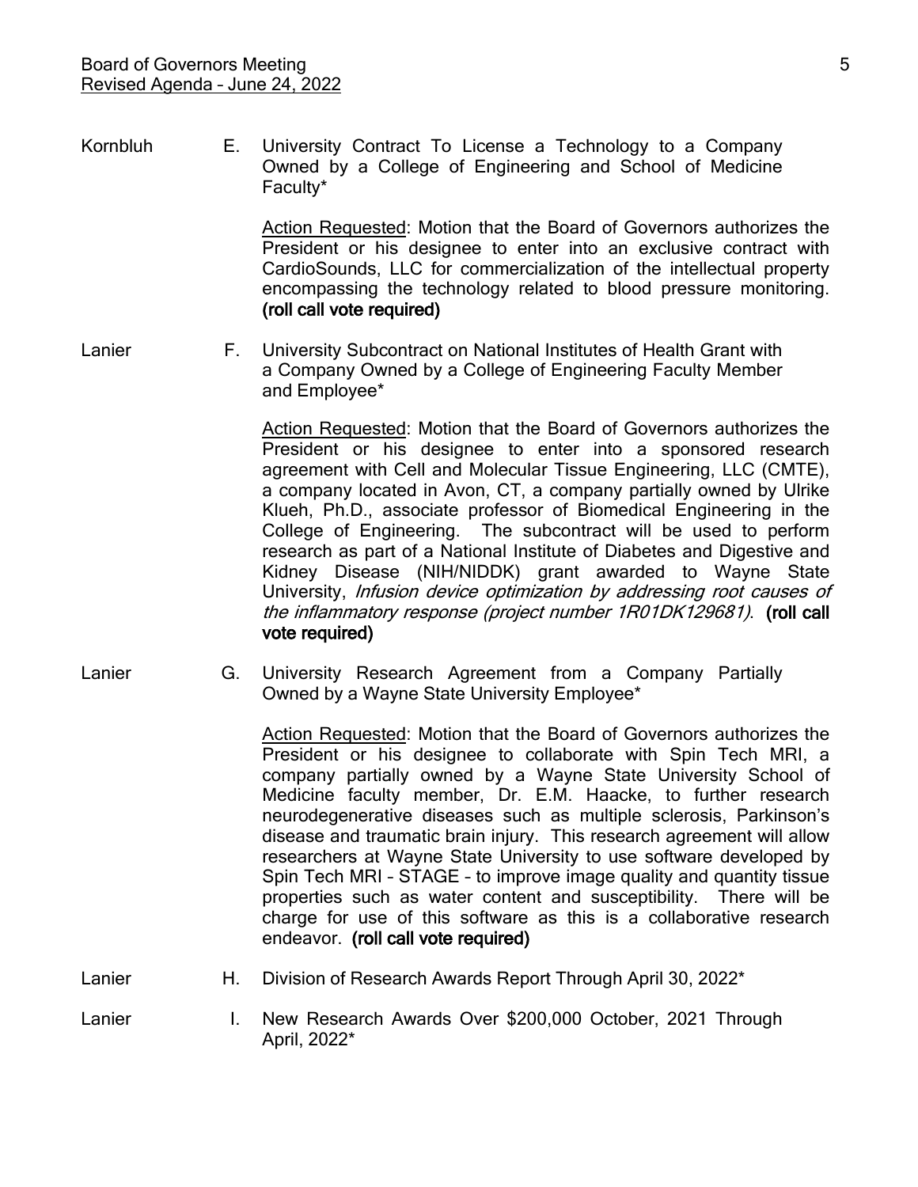Kornbluh E. University Contract To License a Technology to a Company Owned by a College of Engineering and School of Medicine Faculty*

Action Requested: Motion that the Board of Governors authorizes the President or his designee to enter into an exclusive contract with CardioSounds, LLC for commercialization of the intellectual property encompassing the technology related to blood pressure monitoring. **(roll call vote required)**

Lanier F. University Subcontract on National Institutes of Health Grant with a Company Owned by a College of Engineering Faculty Member and Employee*

Action Requested: Motion that the Board of Governors authorizes the President or his designee to enter into a sponsored research agreement with Cell and Molecular Tissue Engineering, LLC (CMTE), a company located in Avon, CT, a company partially owned by Ulrike Klueh, Ph.D., associate professor of Biomedical Engineering in the College of Engineering. The subcontract will be used to perform research as part of a National Institute of Diabetes and Digestive and Kidney Disease (NIH/NIDDK) grant awarded to Wayne State University, *Infusion device optimization by addressing root causes of the inflammatory response (project number 1R01DK129681)*. **(roll call vote required)**

Lanier G. University Research Agreement from a Company Partially Owned by a Wayne State University Employee*

Action Requested: Motion that the Board of Governors authorizes the President or his designee to collaborate with Spin Tech MRI, a company partially owned by a Wayne State University School of Medicine faculty member, Dr. E.M. Haacke, to further research neurodegenerative diseases such as multiple sclerosis, Parkinson's disease and traumatic brain injury. This research agreement will allow researchers at Wayne State University to use software developed by Spin Tech MRI – STAGE – to improve image quality and quantity tissue properties such as water content and susceptibility. There will be charge for use of this software as this is a collaborative research endeavor. **(roll call vote required)**

Lanier H. Division of Research Awards Report Through April 30, 2022*

Lanier I. New Research Awards Over $200,000 October, 2021 Through April, 2022*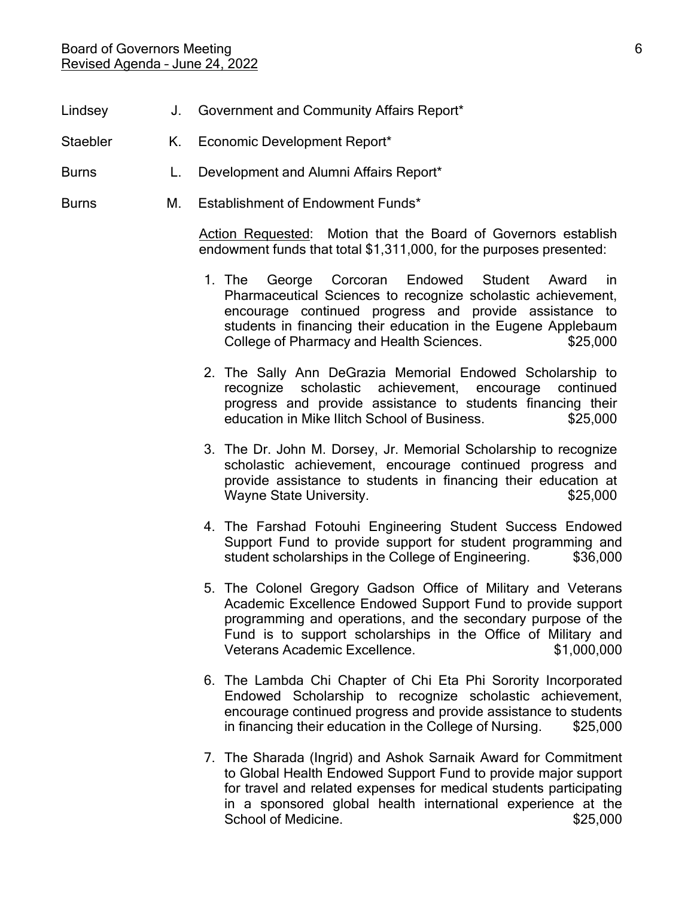Lindsey J. Government and Community Affairs Report*

Staebler K. Economic Development Report*

Burns L. Development and Alumni Affairs Report*

Burns M. Establishment of Endowment Funds*

<u>Action Requested</u>: Motion that the Board of Governors establish endowment funds that total $1,311,000, for the purposes presented:

1. The George Corcoran Endowed Student Award in Pharmaceutical Sciences to recognize scholastic achievement, encourage continued progress and provide assistance to students in financing their education in the Eugene Applebaum College of Pharmacy and Health Sciences. $25,000

2. The Sally Ann DeGrazia Memorial Endowed Scholarship to recognize scholastic achievement, encourage continued progress and provide assistance to students financing their education in Mike Ilitch School of Business. $25,000

3. The Dr. John M. Dorsey, Jr. Memorial Scholarship to recognize scholastic achievement, encourage continued progress and provide assistance to students in financing their education at Wayne State University. $25,000

4. The Farshad Fotouhi Engineering Student Success Endowed Support Fund to provide support for student programming and student scholarships in the College of Engineering. $36,000

5. The Colonel Gregory Gadson Office of Military and Veterans Academic Excellence Endowed Support Fund to provide support programming and operations, and the secondary purpose of the Fund is to support scholarships in the Office of Military and Veterans Academic Excellence. $1,000,000

6. The Lambda Chi Chapter of Chi Eta Phi Sorority Incorporated Endowed Scholarship to recognize scholastic achievement, encourage continued progress and provide assistance to students in financing their education in the College of Nursing. $25,000

7. The Sharada (Ingrid) and Ashok Sarnaik Award for Commitment to Global Health Endowed Support Fund to provide major support for travel and related expenses for medical students participating in a sponsored global health international experience at the School of Medicine. $25,000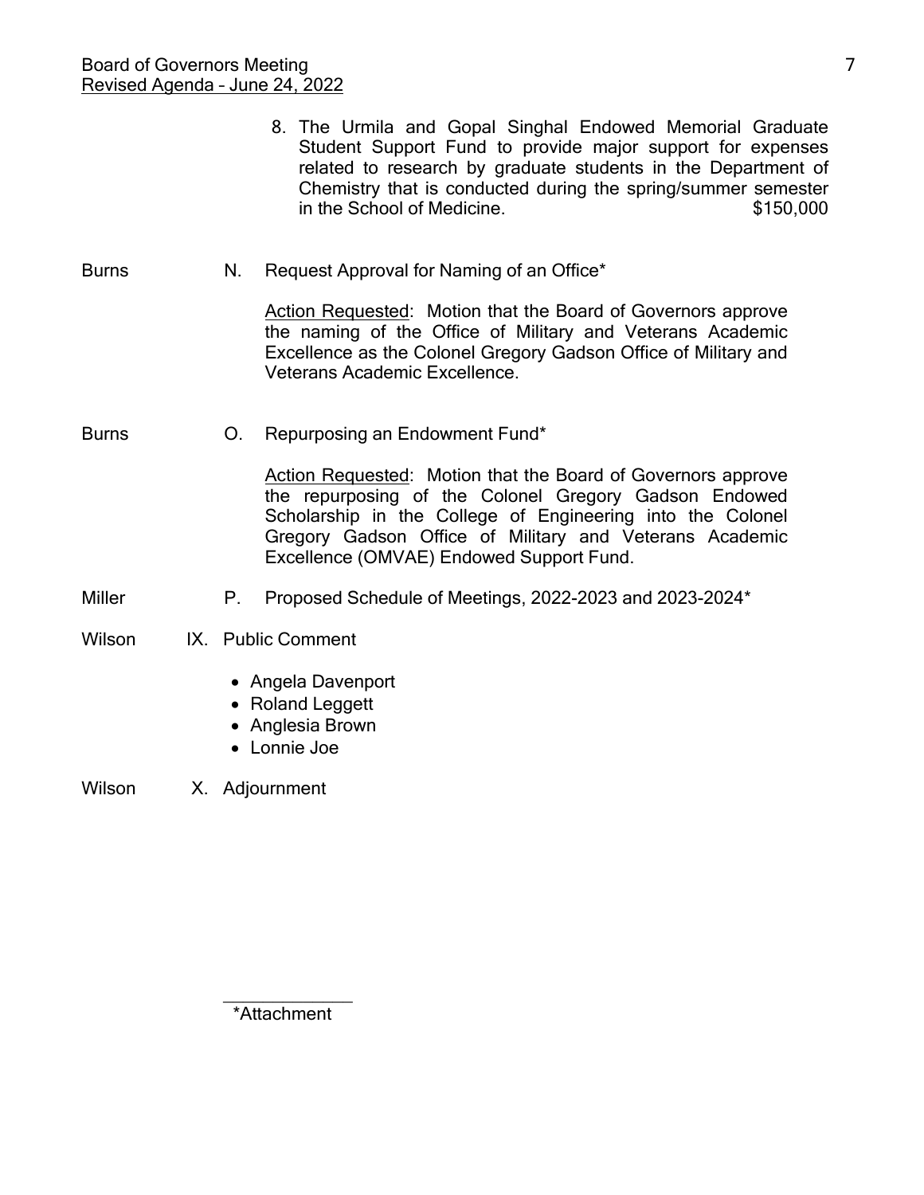8. The Urmila and Gopal Singhal Endowed Memorial Graduate Student Support Fund to provide major support for expenses related to research by graduate students in the Department of Chemistry that is conducted during the spring/summer semester in the School of Medicine. $150,000

Burns N. Request Approval for Naming of an Office*

Action Requested: Motion that the Board of Governors approve the naming of the Office of Military and Veterans Academic Excellence as the Colonel Gregory Gadson Office of Military and Veterans Academic Excellence.

Burns O. Repurposing an Endowment Fund*

Action Requested: Motion that the Board of Governors approve the repurposing of the Colonel Gregory Gadson Endowed Scholarship in the College of Engineering into the Colonel Gregory Gadson Office of Military and Veterans Academic Excellence (OMVAE) Endowed Support Fund.

Miller P. Proposed Schedule of Meetings, 2022-2023 and 2023-2024*

Wilson IX. Public Comment

- Angela Davenport
- Roland Leggett
- Anglesia Brown
- Lonnie Joe

Wilson X. Adjournment

---

*Attachment